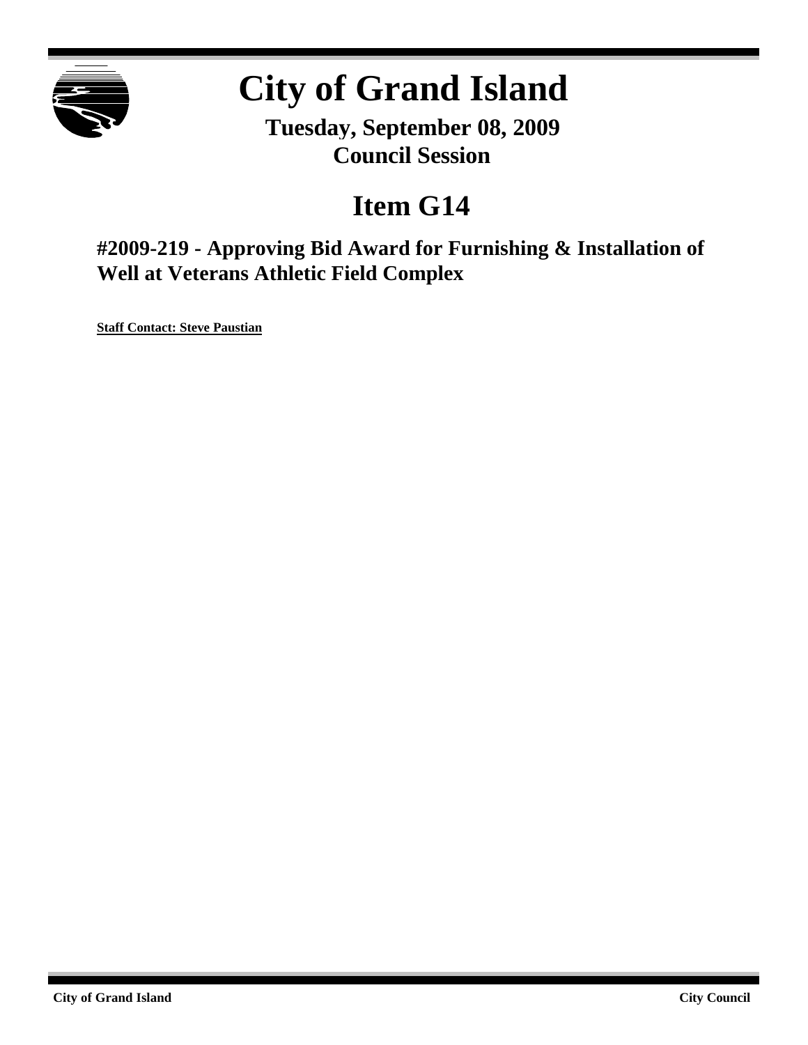# City of Grand Island

**Tuesday, September 08, 2009**
**Council Session**

## Item G14

### #2009-219 - Approving Bid Award for Furnishing & Installation of Well at Veterans Athletic Field Complex

**Staff Contact: Steve Paustian**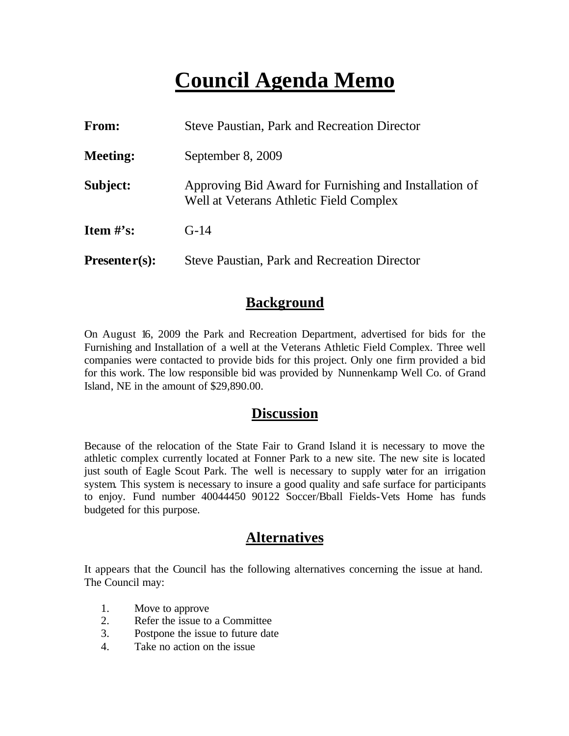# Council Agenda Memo

**From:** Steve Paustian, Park and Recreation Director

**Meeting:** September 8, 2009

**Subject:** Approving Bid Award for Furnishing and Installation of Well at Veterans Athletic Field Complex

**Item #'s:** G-14

**Presenter(s):** Steve Paustian, Park and Recreation Director

## Background

On August 16, 2009 the Park and Recreation Department, advertised for bids for the Furnishing and Installation of a well at the Veterans Athletic Field Complex. Three well companies were contacted to provide bids for this project. Only one firm provided a bid for this work. The low responsible bid was provided by Nunnenkamp Well Co. of Grand Island, NE in the amount of $29,890.00.

## Discussion

Because of the relocation of the State Fair to Grand Island it is necessary to move the athletic complex currently located at Fonner Park to a new site. The new site is located just south of Eagle Scout Park. The well is necessary to supply water for an irrigation system. This system is necessary to insure a good quality and safe surface for participants to enjoy. Fund number 40044450 90122 Soccer/Bball Fields-Vets Home has funds budgeted for this purpose.

## Alternatives

It appears that the Council has the following alternatives concerning the issue at hand. The Council may:

1. Move to approve
2. Refer the issue to a Committee
3. Postpone the issue to future date
4. Take no action on the issue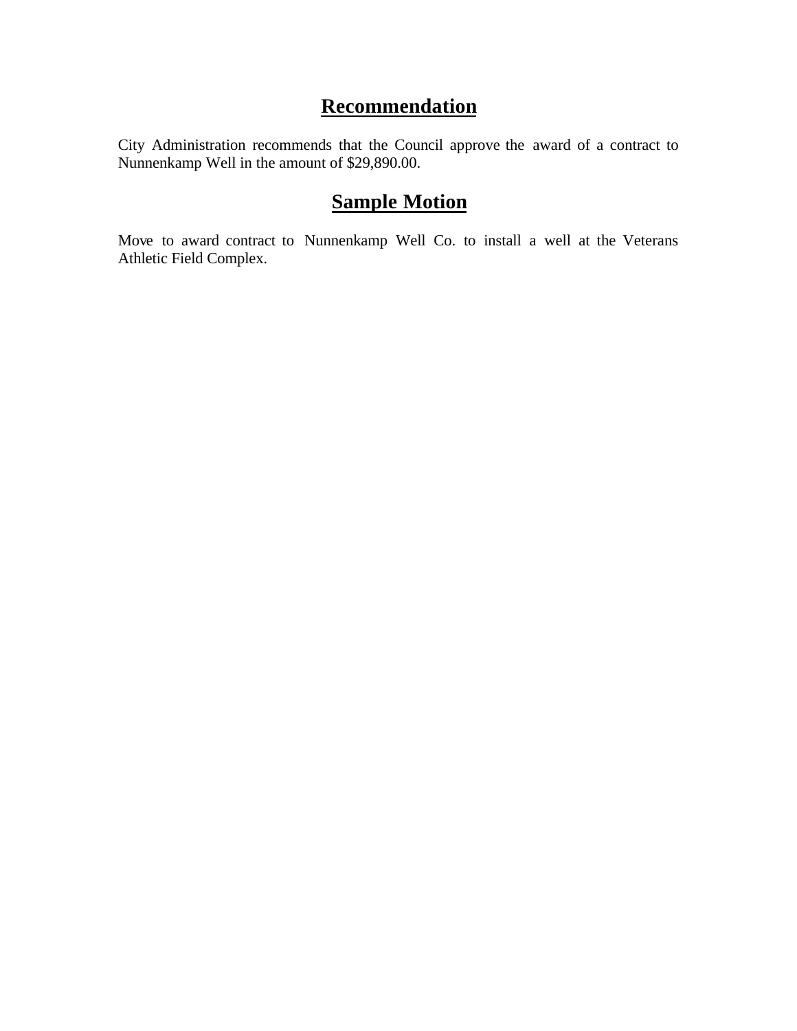## Recommendation

City Administration recommends that the Council approve the award of a contract to Nunnenkamp Well in the amount of $29,890.00.

## Sample Motion

Move to award contract to Nunnenkamp Well Co. to install a well at the Veterans Athletic Field Complex.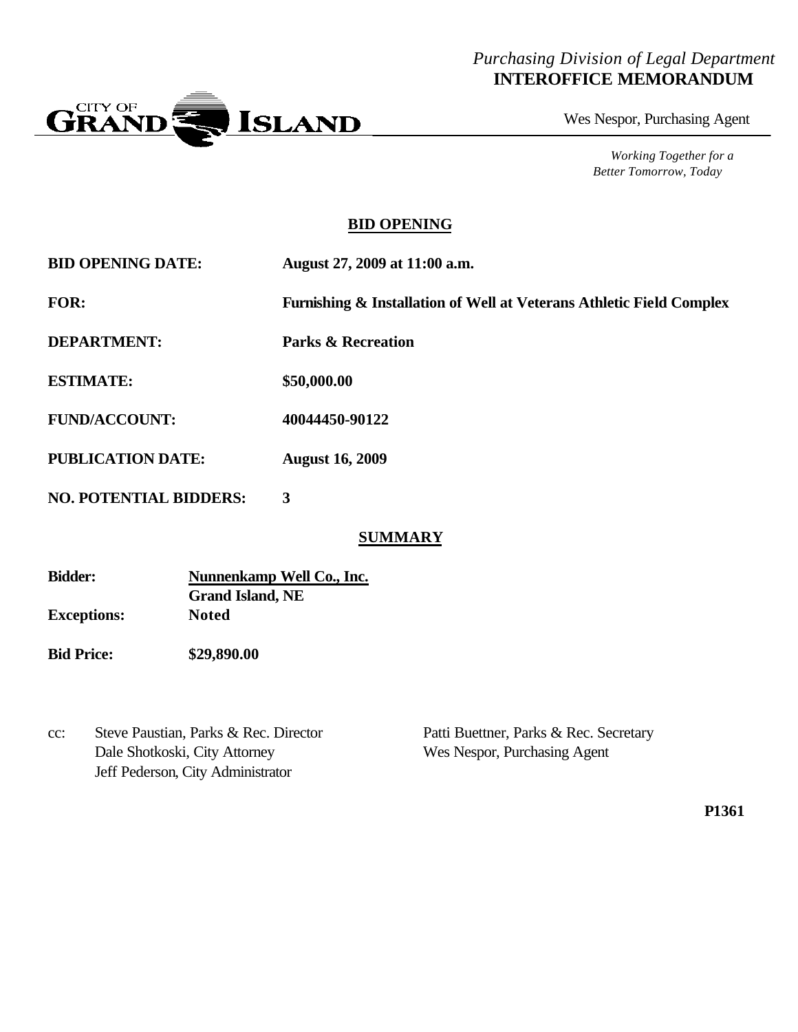*Purchasing Division of Legal Department*
**INTEROFFICE MEMORANDUM**

Wes Nespor, Purchasing Agent

*Working Together for a Better Tomorrow, Today*

## BID OPENING

**BID OPENING DATE:** **August 27, 2009 at 11:00 a.m.**

**FOR:** **Furnishing & Installation of Well at Veterans Athletic Field Complex**

**DEPARTMENT:** **Parks & Recreation**

**ESTIMATE:** **$50,000.00**

**FUND/ACCOUNT:** **40044450-90122**

**PUBLICATION DATE:** **August 16, 2009**

**NO. POTENTIAL BIDDERS:** **3**

## SUMMARY

**Bidder:** **Nunnenkamp Well Co., Inc.**
**Grand Island, NE**

**Exceptions:** **Noted**

**Bid Price:** **$29,890.00**

cc: Steve Paustian, Parks & Rec. Director
Dale Shotkoski, City Attorney
Jeff Pederson, City Administrator
Patti Buettner, Parks & Rec. Secretary
Wes Nespor, Purchasing Agent

**P1361**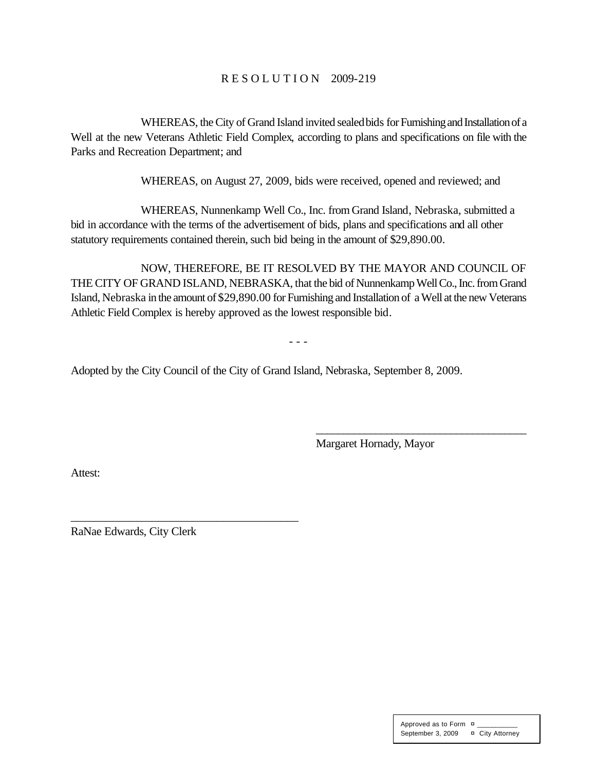# R E S O L U T I O N 2009-219

WHEREAS, the City of Grand Island invited sealed bids for Furnishing and Installation of a Well at the new Veterans Athletic Field Complex, according to plans and specifications on file with the Parks and Recreation Department; and

WHEREAS, on August 27, 2009, bids were received, opened and reviewed; and

WHEREAS, Nunnenkamp Well Co., Inc. from Grand Island, Nebraska, submitted a bid in accordance with the terms of the advertisement of bids, plans and specifications and all other statutory requirements contained therein, such bid being in the amount of $29,890.00.

NOW, THEREFORE, BE IT RESOLVED BY THE MAYOR AND COUNCIL OF THE CITY OF GRAND ISLAND, NEBRASKA, that the bid of Nunnenkamp Well Co., Inc. from Grand Island, Nebraska in the amount of $29,890.00 for Furnishing and Installation of a Well at the new Veterans Athletic Field Complex is hereby approved as the lowest responsible bid.

- - -

Adopted by the City Council of the City of Grand Island, Nebraska, September 8, 2009.

_____________________________________
Margaret Hornady, Mayor

Attest:

_____________________________________
RaNae Edwards, City Clerk

Approved as to Form ¤ ___________
September 3, 2009 ¤ City Attorney